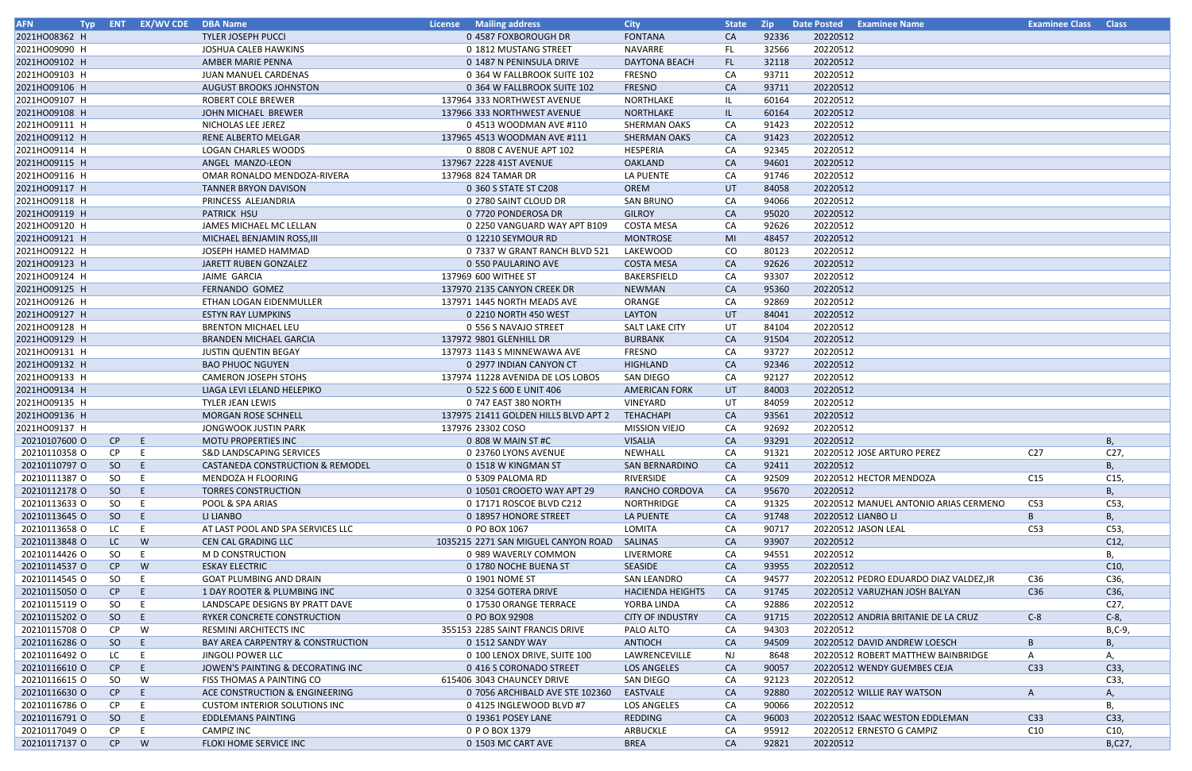| AFN | Typ | ENT | EX/WV CDE | DBA Name | License | Mailing address | City | State | Zip | Date Posted | Examinee Name | Examinee Class | Class |
|---|---|---|---|---|---|---|---|---|---|---|---|---|---|
| 2021HO08362 | H | | | TYLER JOSEPH PUCCI | 0 | 4587 FOXBOROUGH DR | FONTANA | CA | 92336 | 20220512 | | | |
| 2021HO09090 | H | | | JOSHUA CALEB HAWKINS | 0 | 1812 MUSTANG STREET | NAVARRE | FL | 32566 | 20220512 | | | |
| 2021HO09102 | H | | | AMBER MARIE PENNA | 0 | 1487 N PENINSULA DRIVE | DAYTONA BEACH | FL | 32118 | 20220512 | | | |
| 2021HO09103 | H | | | JUAN MANUEL CARDENAS | 0 | 364 W FALLBROOK SUITE 102 | FRESNO | CA | 93711 | 20220512 | | | |
| 2021HO09106 | H | | | AUGUST BROOKS JOHNSTON | 0 | 364 W FALLBROOK SUITE 102 | FRESNO | CA | 93711 | 20220512 | | | |
| 2021HO09107 | H | | | ROBERT COLE BREWER | 137964 | 333 NORTHWEST AVENUE | NORTHLAKE | IL | 60164 | 20220512 | | | |
| 2021HO09108 | H | | | JOHN MICHAEL BREWER | 137966 | 333 NORTHWEST AVENUE | NORTHLAKE | IL | 60164 | 20220512 | | | |
| 2021HO09111 | H | | | NICHOLAS LEE JEREZ | 0 | 4513 WOODMAN AVE #110 | SHERMAN OAKS | CA | 91423 | 20220512 | | | |
| 2021HO09112 | H | | | RENE ALBERTO MELGAR | 137965 | 4513 WOODMAN AVE #111 | SHERMAN OAKS | CA | 91423 | 20220512 | | | |
| 2021HO09114 | H | | | LOGAN CHARLES WOODS | 0 | 8808 C AVENUE APT 102 | HESPERIA | CA | 92345 | 20220512 | | | |
| 2021HO09115 | H | | | ANGEL MANZO-LEON | 137967 | 2228 41ST AVENUE | OAKLAND | CA | 94601 | 20220512 | | | |
| 2021HO09116 | H | | | OMAR RONALDO MENDOZA-RIVERA | 137968 | 824 TAMAR DR | LA PUENTE | CA | 91746 | 20220512 | | | |
| 2021HO09117 | H | | | TANNER BRYON DAVISON | 0 | 360 S STATE ST C208 | OREM | UT | 84058 | 20220512 | | | |
| 2021HO09118 | H | | | PRINCESS ALEJANDRIA | 0 | 2780 SAINT CLOUD DR | SAN BRUNO | CA | 94066 | 20220512 | | | |
| 2021HO09119 | H | | | PATRICK HSU | 0 | 7720 PONDEROSA DR | GILROY | CA | 95020 | 20220512 | | | |
| 2021HO09120 | H | | | JAMES MICHAEL MC LELLAN | 0 | 2250 VANGUARD WAY APT B109 | COSTA MESA | CA | 92626 | 20220512 | | | |
| 2021HO09121 | H | | | MICHAEL BENJAMIN ROSS,III | 0 | 12210 SEYMOUR RD | MONTROSE | MI | 48457 | 20220512 | | | |
| 2021HO09122 | H | | | JOSEPH HAMED HAMMAD | 0 | 7337 W GRANT RANCH BLVD 521 | LAKEWOOD | CO | 80123 | 20220512 | | | |
| 2021HO09123 | H | | | JARETT RUBEN GONZALEZ | 0 | 550 PAULARINO AVE | COSTA MESA | CA | 92626 | 20220512 | | | |
| 2021HO09124 | H | | | JAIME GARCIA | 137969 | 600 WITHEE ST | BAKERSFIELD | CA | 93307 | 20220512 | | | |
| 2021HO09125 | H | | | FERNANDO GOMEZ | 137970 | 2135 CANYON CREEK DR | NEWMAN | CA | 95360 | 20220512 | | | |
| 2021HO09126 | H | | | ETHAN LOGAN EIDENMULLER | 137971 | 1445 NORTH MEADS AVE | ORANGE | CA | 92869 | 20220512 | | | |
| 2021HO09127 | H | | | ESTYN RAY LUMPKINS | 0 | 2210 NORTH 450 WEST | LAYTON | UT | 84041 | 20220512 | | | |
| 2021HO09128 | H | | | BRENTON MICHAEL LEU | 0 | 556 S NAVAJO STREET | SALT LAKE CITY | UT | 84104 | 20220512 | | | |
| 2021HO09129 | H | | | BRANDEN MICHAEL GARCIA | 137972 | 9801 GLENHILL DR | BURBANK | CA | 91504 | 20220512 | | | |
| 2021HO09131 | H | | | JUSTIN QUENTIN BEGAY | 137973 | 1143 S MINNEWAWA AVE | FRESNO | CA | 93727 | 20220512 | | | |
| 2021HO09132 | H | | | BAO PHUOC NGUYEN | 0 | 2977 INDIAN CANYON CT | HIGHLAND | CA | 92346 | 20220512 | | | |
| 2021HO09133 | H | | | CAMERON JOSEPH STOHS | 137974 | 11228 AVENIDA DE LOS LOBOS | SAN DIEGO | CA | 92127 | 20220512 | | | |
| 2021HO09134 | H | | | LIAGA LEVI LELAND HELEPIKO | 0 | 522 S 600 E UNIT 406 | AMERICAN FORK | UT | 84003 | 20220512 | | | |
| 2021HO09135 | H | | | TYLER JEAN LEWIS | 0 | 747 EAST 380 NORTH | VINEYARD | UT | 84059 | 20220512 | | | |
| 2021HO09136 | H | | | MORGAN ROSE SCHNELL | 137975 | 21411 GOLDEN HILLS BLVD APT 2 | TEHACHAPI | CA | 93561 | 20220512 | | | |
| 2021HO09137 | H | | | JONGWOOK JUSTIN PARK | 137976 | 23302 COSO | MISSION VIEJO | CA | 92692 | 20220512 | | | |
| 20210107600 | O | CP | E | MOTU PROPERTIES INC | 0 | 808 W MAIN ST #C | VISALIA | CA | 93291 | 20220512 | | | B, |
| 20210110358 | O | CP | E | S&D LANDSCAPING SERVICES | 0 | 23760 LYONS AVENUE | NEWHALL | CA | 91321 | 20220512 | JOSE ARTURO PEREZ | C27 | C27, |
| 20210110797 | O | SO | E | CASTANEDA CONSTRUCTION & REMODEL | 0 | 1518 W KINGMAN ST | SAN BERNARDINO | CA | 92411 | 20220512 | | | B, |
| 20210111387 | O | SO | E | MENDOZA H FLOORING | 0 | 5309 PALOMA RD | RIVERSIDE | CA | 92509 | 20220512 | HECTOR MENDOZA | C15 | C15, |
| 20210112178 | O | SO | E | TORRES CONSTRUCTION | 0 | 10501 CROOETO WAY APT 29 | RANCHO CORDOVA | CA | 95670 | 20220512 | | | B, |
| 20210113633 | O | SO | E | POOL & SPA ARIAS | 0 | 17171 ROSCOE BLVD C212 | NORTHRIDGE | CA | 91325 | 20220512 | MANUEL ANTONIO ARIAS CERMENO | C53 | C53, |
| 20210113645 | O | SO | E | LI LIANBO | 0 | 18957 HONORE STREET | LA PUENTE | CA | 91748 | 20220512 | LIANBO LI | B | B, |
| 20210113658 | O | LC | E | AT LAST POOL AND SPA SERVICES LLC | 0 | PO BOX 1067 | LOMITA | CA | 90717 | 20220512 | JASON LEAL | C53 | C53, |
| 20210113848 | O | LC | W | CEN CAL GRADING LLC | 1035215 | 2271 SAN MIGUEL CANYON ROAD | SALINAS | CA | 93907 | 20220512 | | | C12, |
| 20210114426 | O | SO | E | M D CONSTRUCTION | 0 | 989 WAVERLY COMMON | LIVERMORE | CA | 94551 | 20220512 | | | B, |
| 20210114537 | O | CP | W | ESKAY ELECTRIC | 0 | 1780 NOCHE BUENA ST | SEASIDE | CA | 93955 | 20220512 | | | C10, |
| 20210114545 | O | SO | E | GOAT PLUMBING AND DRAIN | 0 | 1901 NOME ST | SAN LEANDRO | CA | 94577 | 20220512 | PEDRO EDUARDO DIAZ VALDEZ,JR | C36 | C36, |
| 20210115050 | O | CP | E | 1 DAY ROOTER & PLUMBING INC | 0 | 3254 GOTERA DRIVE | HACIENDA HEIGHTS | CA | 91745 | 20220512 | VARUZHAN JOSH BALYAN | C36 | C36, |
| 20210115119 | O | SO | E | LANDSCAPE DESIGNS BY PRATT DAVE | 0 | 17530 ORANGE TERRACE | YORBA LINDA | CA | 92886 | 20220512 | | | C27, |
| 20210115202 | O | SO | E | RYKER CONCRETE CONSTRUCTION | 0 | PO BOX 92908 | CITY OF INDUSTRY | CA | 91715 | 20220512 | ANDRIA BRITANIE DE LA CRUZ | C-8 | C-8, |
| 20210115708 | O | CP | W | RESMINI ARCHITECTS INC | 355153 | 2285 SAINT FRANCIS DRIVE | PALO ALTO | CA | 94303 | 20220512 | | | B,C-9, |
| 20210116286 | O | SO | E | BAY AREA CARPENTRY & CONSTRUCTION | 0 | 1512 SANDY WAY | ANTIOCH | CA | 94509 | 20220512 | DAVID ANDREW LOESCH | B | B, |
| 20210116492 | O | LC | E | JINGOLI POWER LLC | 0 | 100 LENOX DRIVE, SUITE 100 | LAWRENCEVILLE | NJ | 8648 | 20220512 | ROBERT MATTHEW BAINBRIDGE | A | A, |
| 20210116610 | O | CP | E | JOWEN'S PAINTING & DECORATING INC | 0 | 416 S CORONADO STREET | LOS ANGELES | CA | 90057 | 20220512 | WENDY GUEMBES CEJA | C33 | C33, |
| 20210116615 | O | SO | W | FISS THOMAS A PAINTING CO | 615406 | 3043 CHAUNCEY DRIVE | SAN DIEGO | CA | 92123 | 20220512 | | | C33, |
| 20210116630 | O | CP | E | ACE CONSTRUCTION & ENGINEERING | 0 | 7056 ARCHIBALD AVE STE 102360 | EASTVALE | CA | 92880 | 20220512 | WILLIE RAY WATSON | A | A, |
| 20210116786 | O | CP | E | CUSTOM INTERIOR SOLUTIONS INC | 0 | 4125 INGLEWOOD BLVD #7 | LOS ANGELES | CA | 90066 | 20220512 | | | B, |
| 20210116791 | O | SO | E | EDDLEMANS PAINTING | 0 | 19361 POSEY LANE | REDDING | CA | 96003 | 20220512 | ISAAC WESTON EDDLEMAN | C33 | C33, |
| 20210117049 | O | CP | E | CAMPIZ INC | 0 | P O BOX 1379 | ARBUCKLE | CA | 95912 | 20220512 | ERNESTO G CAMPIZ | C10 | C10, |
| 20210117137 | O | CP | W | FLOKI HOME SERVICE INC | 0 | 1503 MC CART AVE | BREA | CA | 92821 | 20220512 | | | B,C27, |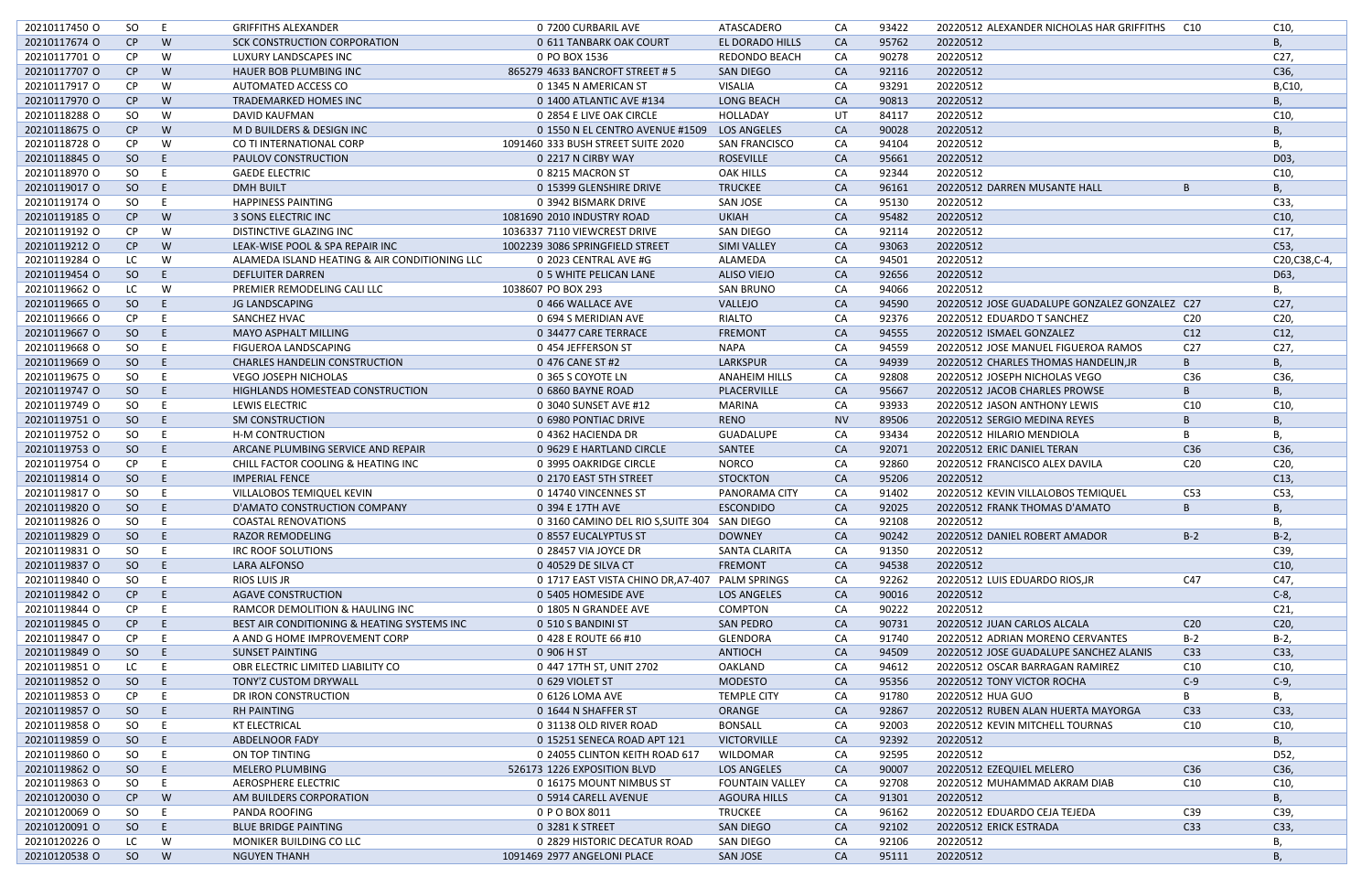| | | | | | | | | | | | | |
|---|---|---|---|---|---|---|---|---|---|---|---|---|
| 20210117450 O | SO | E | GRIFFITHS ALEXANDER | 0 | 7200 CURBARIL AVE | ATASCADERO | CA | 93422 | 20220512 | ALEXANDER NICHOLAS HAR GRIFFITHS | C10 | C10, |
| 20210117674 O | CP | W | SCK CONSTRUCTION CORPORATION | 0 | 611 TANBARK OAK COURT | EL DORADO HILLS | CA | 95762 | 20220512 | | | B, |
| 20210117701 O | CP | W | LUXURY LANDSCAPES INC | 0 | PO BOX 1536 | REDONDO BEACH | CA | 90278 | 20220512 | | | C27, |
| 20210117707 O | CP | W | HAUER BOB PLUMBING INC | 865279 | 4633 BANCROFT STREET # 5 | SAN DIEGO | CA | 92116 | 20220512 | | | C36, |
| 20210117917 O | CP | W | AUTOMATED ACCESS CO | 0 | 1345 N AMERICAN ST | VISALIA | CA | 93291 | 20220512 | | | B,C10, |
| 20210117970 O | CP | W | TRADEMARKED HOMES INC | 0 | 1400 ATLANTIC AVE #134 | LONG BEACH | CA | 90813 | 20220512 | | | B, |
| 20210118288 O | SO | W | DAVID KAUFMAN | 0 | 2854 E LIVE OAK CIRCLE | HOLLADAY | UT | 84117 | 20220512 | | | C10, |
| 20210118675 O | CP | W | M D BUILDERS & DESIGN INC | 0 | 1550 N EL CENTRO AVENUE #1509 | LOS ANGELES | CA | 90028 | 20220512 | | | B, |
| 20210118728 O | CP | W | CO TI INTERNATIONAL CORP | 1091460 | 333 BUSH STREET SUITE 2020 | SAN FRANCISCO | CA | 94104 | 20220512 | | | B, |
| 20210118845 O | SO | E | PAULOV CONSTRUCTION | 0 | 2217 N CIRBY WAY | ROSEVILLE | CA | 95661 | 20220512 | | | D03, |
| 20210118970 O | SO | E | GAEDE ELECTRIC | 0 | 8215 MACRON ST | OAK HILLS | CA | 92344 | 20220512 | | | C10, |
| 20210119017 O | SO | E | DMH BUILT | 0 | 15399 GLENSHIRE DRIVE | TRUCKEE | CA | 96161 | 20220512 | DARREN MUSANTE HALL | B | B, |
| 20210119174 O | SO | E | HAPPINESS PAINTING | 0 | 3942 BISMARK DRIVE | SAN JOSE | CA | 95130 | 20220512 | | | C33, |
| 20210119185 O | CP | W | 3 SONS ELECTRIC INC | 1081690 | 2010 INDUSTRY ROAD | UKIAH | CA | 95482 | 20220512 | | | C10, |
| 20210119192 O | CP | W | DISTINCTIVE GLAZING INC | 1036337 | 7110 VIEWCREST DRIVE | SAN DIEGO | CA | 92114 | 20220512 | | | C17, |
| 20210119212 O | CP | W | LEAK-WISE POOL & SPA REPAIR INC | 1002239 | 3086 SPRINGFIELD STREET | SIMI VALLEY | CA | 93063 | 20220512 | | | C53, |
| 20210119284 O | LC | W | ALAMEDA ISLAND HEATING & AIR CONDITIONING LLC | 0 | 2023 CENTRAL AVE #G | ALAMEDA | CA | 94501 | 20220512 | | | C20,C38,C-4, |
| 20210119454 O | SO | E | DEFLUITER DARREN | 0 | 5 WHITE PELICAN LANE | ALISO VIEJO | CA | 92656 | 20220512 | | | D63, |
| 20210119662 O | LC | W | PREMIER REMODELING CALI LLC | 1038607 | PO BOX 293 | SAN BRUNO | CA | 94066 | 20220512 | | | B, |
| 20210119665 O | SO | E | JG LANDSCAPING | 0 | 466 WALLACE AVE | VALLEJO | CA | 94590 | 20220512 | JOSE GUADALUPE GONZALEZ GONZALEZ | C27 | C27, |
| 20210119666 O | CP | E | SANCHEZ HVAC | 0 | 694 S MERIDIAN AVE | RIALTO | CA | 92376 | 20220512 | EDUARDO T SANCHEZ | C20 | C20, |
| 20210119667 O | SO | E | MAYO ASPHALT MILLING | 0 | 34477 CARE TERRACE | FREMONT | CA | 94555 | 20220512 | ISMAEL GONZALEZ | C12 | C12, |
| 20210119668 O | SO | E | FIGUEROA LANDSCAPING | 0 | 454 JEFFERSON ST | NAPA | CA | 94559 | 20220512 | JOSE MANUEL FIGUEROA RAMOS | C27 | C27, |
| 20210119669 O | SO | E | CHARLES HANDELIN CONSTRUCTION | 0 | 476 CANE ST #2 | LARKSPUR | CA | 94939 | 20220512 | CHARLES THOMAS HANDELIN,JR | B | B, |
| 20210119675 O | SO | E | VEGO JOSEPH NICHOLAS | 0 | 365 S COYOTE LN | ANAHEIM HILLS | CA | 92808 | 20220512 | JOSEPH NICHOLAS VEGO | C36 | C36, |
| 20210119747 O | SO | E | HIGHLANDS HOMESTEAD CONSTRUCTION | 0 | 6860 BAYNE ROAD | PLACERVILLE | CA | 95667 | 20220512 | JACOB CHARLES PROWSE | B | B, |
| 20210119749 O | SO | E | LEWIS ELECTRIC | 0 | 3040 SUNSET AVE #12 | MARINA | CA | 93933 | 20220512 | JASON ANTHONY LEWIS | C10 | C10, |
| 20210119751 O | SO | E | SM CONSTRUCTION | 0 | 6980 PONTIAC DRIVE | RENO | NV | 89506 | 20220512 | SERGIO MEDINA REYES | B | B, |
| 20210119752 O | SO | E | H-M CONTRUCTION | 0 | 4362 HACIENDA DR | GUADALUPE | CA | 93434 | 20220512 | HILARIO MENDIOLA | B | B, |
| 20210119753 O | SO | E | ARCANE PLUMBING SERVICE AND REPAIR | 0 | 9629 E HARTLAND CIRCLE | SANTEE | CA | 92071 | 20220512 | ERIC DANIEL TERAN | C36 | C36, |
| 20210119754 O | CP | E | CHILL FACTOR COOLING & HEATING INC | 0 | 3995 OAKRIDGE CIRCLE | NORCO | CA | 92860 | 20220512 | FRANCISCO ALEX DAVILA | C20 | C20, |
| 20210119814 O | SO | E | IMPERIAL FENCE | 0 | 2170 EAST 5TH STREET | STOCKTON | CA | 95206 | 20220512 | | | C13, |
| 20210119817 O | SO | E | VILLALOBOS TEMIQUEL KEVIN | 0 | 14740 VINCENNES ST | PANORAMA CITY | CA | 91402 | 20220512 | KEVIN VILLALOBOS TEMIQUEL | C53 | C53, |
| 20210119820 O | SO | E | D'AMATO CONSTRUCTION COMPANY | 0 | 394 E 17TH AVE | ESCONDIDO | CA | 92025 | 20220512 | FRANK THOMAS D'AMATO | B | B, |
| 20210119826 O | SO | E | COASTAL RENOVATIONS | 0 | 3160 CAMINO DEL RIO S,SUITE 304 | SAN DIEGO | CA | 92108 | 20220512 | | | B, |
| 20210119829 O | SO | E | RAZOR REMODELING | 0 | 8557 EUCALYPTUS ST | DOWNEY | CA | 90242 | 20220512 | DANIEL ROBERT AMADOR | B-2 | B-2, |
| 20210119831 O | SO | E | IRC ROOF SOLUTIONS | 0 | 28457 VIA JOYCE DR | SANTA CLARITA | CA | 91350 | 20220512 | | | C39, |
| 20210119837 O | SO | E | LARA ALFONSO | 0 | 40529 DE SILVA CT | FREMONT | CA | 94538 | 20220512 | | | C10, |
| 20210119840 O | SO | E | RIOS LUIS JR | 0 | 1717 EAST VISTA CHINO DR,A7-407 | PALM SPRINGS | CA | 92262 | 20220512 | LUIS EDUARDO RIOS,JR | C47 | C47, |
| 20210119842 O | CP | E | AGAVE CONSTRUCTION | 0 | 5405 HOMESIDE AVE | LOS ANGELES | CA | 90016 | 20220512 | | | C-8, |
| 20210119844 O | CP | E | RAMCOR DEMOLITION & HAULING INC | 0 | 1805 N GRANDEE AVE | COMPTON | CA | 90222 | 20220512 | | | C21, |
| 20210119845 O | CP | E | BEST AIR CONDITIONING & HEATING SYSTEMS INC | 0 | 510 S BANDINI ST | SAN PEDRO | CA | 90731 | 20220512 | JUAN CARLOS ALCALA | C20 | C20, |
| 20210119847 O | CP | E | A AND G HOME IMPROVEMENT CORP | 0 | 428 E ROUTE 66 #10 | GLENDORA | CA | 91740 | 20220512 | ADRIAN MORENO CERVANTES | B-2 | B-2, |
| 20210119849 O | SO | E | SUNSET PAINTING | 0 | 906 H ST | ANTIOCH | CA | 94509 | 20220512 | JOSE GUADALUPE SANCHEZ ALANIS | C33 | C33, |
| 20210119851 O | LC | E | OBR ELECTRIC LIMITED LIABILITY CO | 0 | 447 17TH ST, UNIT 2702 | OAKLAND | CA | 94612 | 20220512 | OSCAR BARRAGAN RAMIREZ | C10 | C10, |
| 20210119852 O | SO | E | TONY'Z CUSTOM DRYWALL | 0 | 629 VIOLET ST | MODESTO | CA | 95356 | 20220512 | TONY VICTOR ROCHA | C-9 | C-9, |
| 20210119853 O | CP | E | DR IRON CONSTRUCTION | 0 | 6126 LOMA AVE | TEMPLE CITY | CA | 91780 | 20220512 | HUA GUO | B | B, |
| 20210119857 O | SO | E | RH PAINTING | 0 | 1644 N SHAFFER ST | ORANGE | CA | 92867 | 20220512 | RUBEN ALAN HUERTA MAYORGA | C33 | C33, |
| 20210119858 O | SO | E | KT ELECTRICAL | 0 | 31138 OLD RIVER ROAD | BONSALL | CA | 92003 | 20220512 | KEVIN MITCHELL TOURNAS | C10 | C10, |
| 20210119859 O | SO | E | ABDELNOOR FADY | 0 | 15251 SENECA ROAD APT 121 | VICTORVILLE | CA | 92392 | 20220512 | | | B, |
| 20210119860 O | SO | E | ON TOP TINTING | 0 | 24055 CLINTON KEITH ROAD 617 | WILDOMAR | CA | 92595 | 20220512 | | | D52, |
| 20210119862 O | SO | E | MELERO PLUMBING | 526173 | 1226 EXPOSITION BLVD | LOS ANGELES | CA | 90007 | 20220512 | EZEQUIEL MELERO | C36 | C36, |
| 20210119863 O | SO | E | AEROSPHERE ELECTRIC | 0 | 16175 MOUNT NIMBUS ST | FOUNTAIN VALLEY | CA | 92708 | 20220512 | MUHAMMAD AKRAM DIAB | C10 | C10, |
| 20210120030 O | CP | W | AM BUILDERS CORPORATION | 0 | 5914 CARELL AVENUE | AGOURA HILLS | CA | 91301 | 20220512 | | | B, |
| 20210120069 O | SO | E | PANDA ROOFING | 0 | P O BOX 8011 | TRUCKEE | CA | 96162 | 20220512 | EDUARDO CEJA TEJEDA | C39 | C39, |
| 20210120091 O | SO | E | BLUE BRIDGE PAINTING | 0 | 3281 K STREET | SAN DIEGO | CA | 92102 | 20220512 | ERICK ESTRADA | C33 | C33, |
| 20210120226 O | LC | W | MONIKER BUILDING CO LLC | 0 | 2829 HISTORIC DECATUR ROAD | SAN DIEGO | CA | 92106 | 20220512 | | | B, |
| 20210120538 O | SO | W | NGUYEN THANH | 1091469 | 2977 ANGELONI PLACE | SAN JOSE | CA | 95111 | 20220512 | | | B, |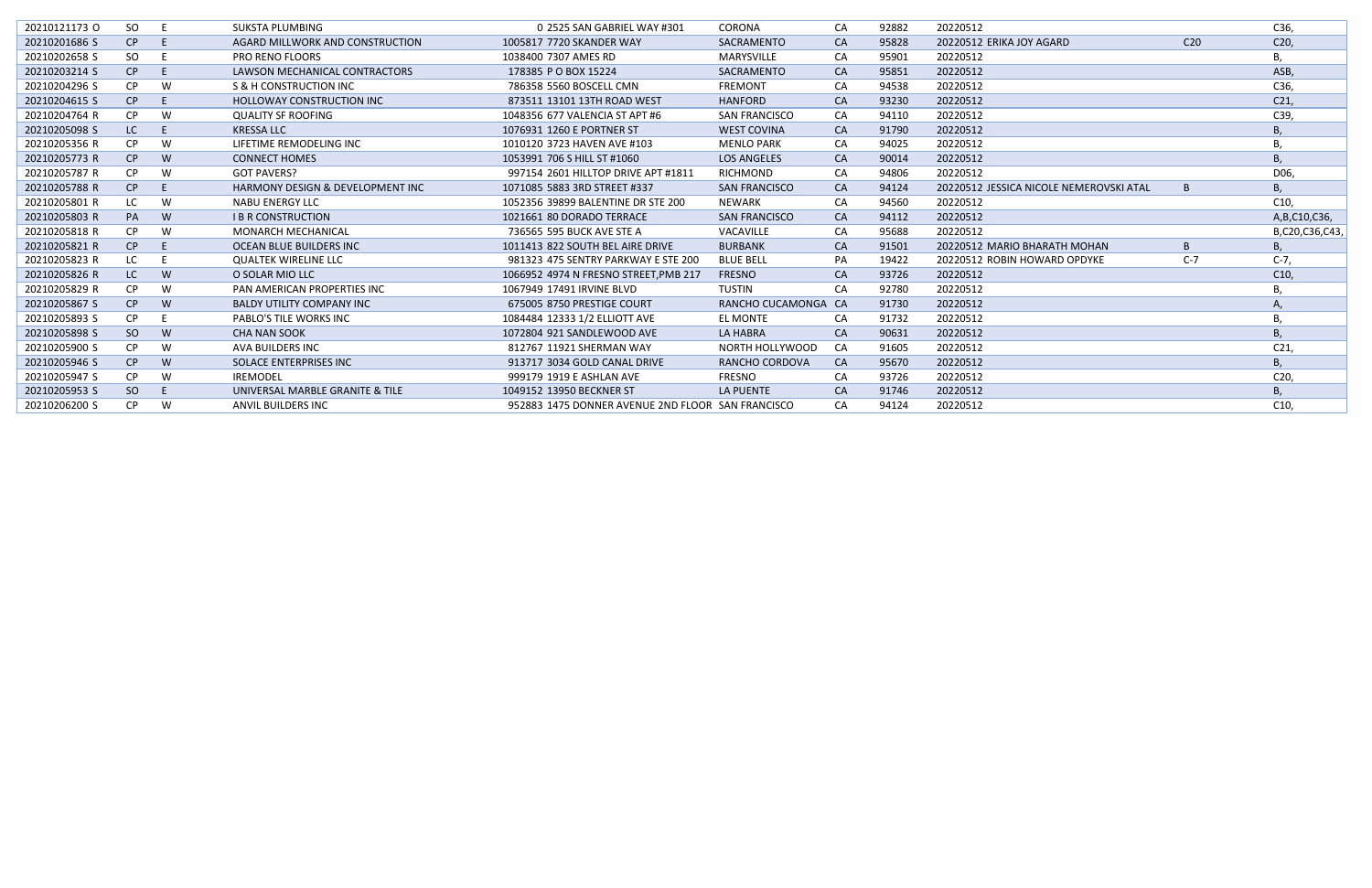| | | | | | | | | | | | | |
|---|---|---|---|---|---|---|---|---|---|---|---|---|
| 20210121173 | O | SO | E | SUKSTA PLUMBING | 0 | 2525 SAN GABRIEL WAY #301 | CORONA | CA | 92882 | 20220512 | | C36, |
| 20210201686 | S | CP | E | AGARD MILLWORK AND CONSTRUCTION | 1005817 | 7720 SKANDER WAY | SACRAMENTO | CA | 95828 | 20220512 ERIKA JOY AGARD | C20 | C20, |
| 20210202658 | S | SO | E | PRO RENO FLOORS | 1038400 | 7307 AMES RD | MARYSVILLE | CA | 95901 | 20220512 | | B, |
| 20210203214 | S | CP | E | LAWSON MECHANICAL CONTRACTORS | 178385 | P O BOX 15224 | SACRAMENTO | CA | 95851 | 20220512 | | ASB, |
| 20210204296 | S | CP | W | S & H CONSTRUCTION INC | 786358 | 5560 BOSCELL CMN | FREMONT | CA | 94538 | 20220512 | | C36, |
| 20210204615 | S | CP | E | HOLLOWAY CONSTRUCTION INC | 873511 | 13101 13TH ROAD WEST | HANFORD | CA | 93230 | 20220512 | | C21, |
| 20210204764 | R | CP | W | QUALITY SF ROOFING | 1048356 | 677 VALENCIA ST APT #6 | SAN FRANCISCO | CA | 94110 | 20220512 | | C39, |
| 20210205098 | S | LC | E | KRESSA LLC | 1076931 | 1260 E PORTNER ST | WEST COVINA | CA | 91790 | 20220512 | | B, |
| 20210205356 | R | CP | W | LIFETIME REMODELING INC | 1010120 | 3723 HAVEN AVE #103 | MENLO PARK | CA | 94025 | 20220512 | | B, |
| 20210205773 | R | CP | W | CONNECT HOMES | 1053991 | 706 S HILL ST #1060 | LOS ANGELES | CA | 90014 | 20220512 | | B, |
| 20210205787 | R | CP | W | GOT PAVERS? | 997154 | 2601 HILLTOP DRIVE APT #1811 | RICHMOND | CA | 94806 | 20220512 | | D06, |
| 20210205788 | R | CP | E | HARMONY DESIGN & DEVELOPMENT INC | 1071085 | 5883 3RD STREET #337 | SAN FRANCISCO | CA | 94124 | 20220512 JESSICA NICOLE NEMEROVSKI ATAL | B | B, |
| 20210205801 | R | LC | W | NABU ENERGY LLC | 1052356 | 39899 BALENTINE DR STE 200 | NEWARK | CA | 94560 | 20220512 | | C10, |
| 20210205803 | R | PA | W | I B R CONSTRUCTION | 1021661 | 80 DORADO TERRACE | SAN FRANCISCO | CA | 94112 | 20220512 | | A,B,C10,C36, |
| 20210205818 | R | CP | W | MONARCH MECHANICAL | 736565 | 595 BUCK AVE STE A | VACAVILLE | CA | 95688 | 20220512 | | B,C20,C36,C43, |
| 20210205821 | R | CP | E | OCEAN BLUE BUILDERS INC | 1011413 | 822 SOUTH BEL AIRE DRIVE | BURBANK | CA | 91501 | 20220512 MARIO BHARATH MOHAN | B | B, |
| 20210205823 | R | LC | E | QUALTEK WIRELINE LLC | 981323 | 475 SENTRY PARKWAY E STE 200 | BLUE BELL | PA | 19422 | 20220512 ROBIN HOWARD OPDYKE | C-7 | C-7, |
| 20210205826 | R | LC | W | O SOLAR MIO LLC | 1066952 | 4974 N FRESNO STREET,PMB 217 | FRESNO | CA | 93726 | 20220512 | | C10, |
| 20210205829 | R | CP | W | PAN AMERICAN PROPERTIES INC | 1067949 | 17491 IRVINE BLVD | TUSTIN | CA | 92780 | 20220512 | | B, |
| 20210205867 | S | CP | W | BALDY UTILITY COMPANY INC | 675005 | 8750 PRESTIGE COURT | RANCHO CUCAMONGA | CA | 91730 | 20220512 | | A, |
| 20210205893 | S | CP | E | PABLO'S TILE WORKS INC | 1084484 | 12333 1/2 ELLIOTT AVE | EL MONTE | CA | 91732 | 20220512 | | B, |
| 20210205898 | S | SO | W | CHA NAN SOOK | 1072804 | 921 SANDLEWOOD AVE | LA HABRA | CA | 90631 | 20220512 | | B, |
| 20210205900 | S | CP | W | AVA BUILDERS INC | 812767 | 11921 SHERMAN WAY | NORTH HOLLYWOOD | CA | 91605 | 20220512 | | C21, |
| 20210205946 | S | CP | W | SOLACE ENTERPRISES INC | 913717 | 3034 GOLD CANAL DRIVE | RANCHO CORDOVA | CA | 95670 | 20220512 | | B, |
| 20210205947 | S | CP | W | IREMODEL | 999179 | 1919 E ASHLAN AVE | FRESNO | CA | 93726 | 20220512 | | C20, |
| 20210205953 | S | SO | E | UNIVERSAL MARBLE GRANITE & TILE | 1049152 | 13950 BECKNER ST | LA PUENTE | CA | 91746 | 20220512 | | B, |
| 20210206200 | S | CP | W | ANVIL BUILDERS INC | 952883 | 1475 DONNER AVENUE 2ND FLOOR | SAN FRANCISCO | CA | 94124 | 20220512 | | C10, |